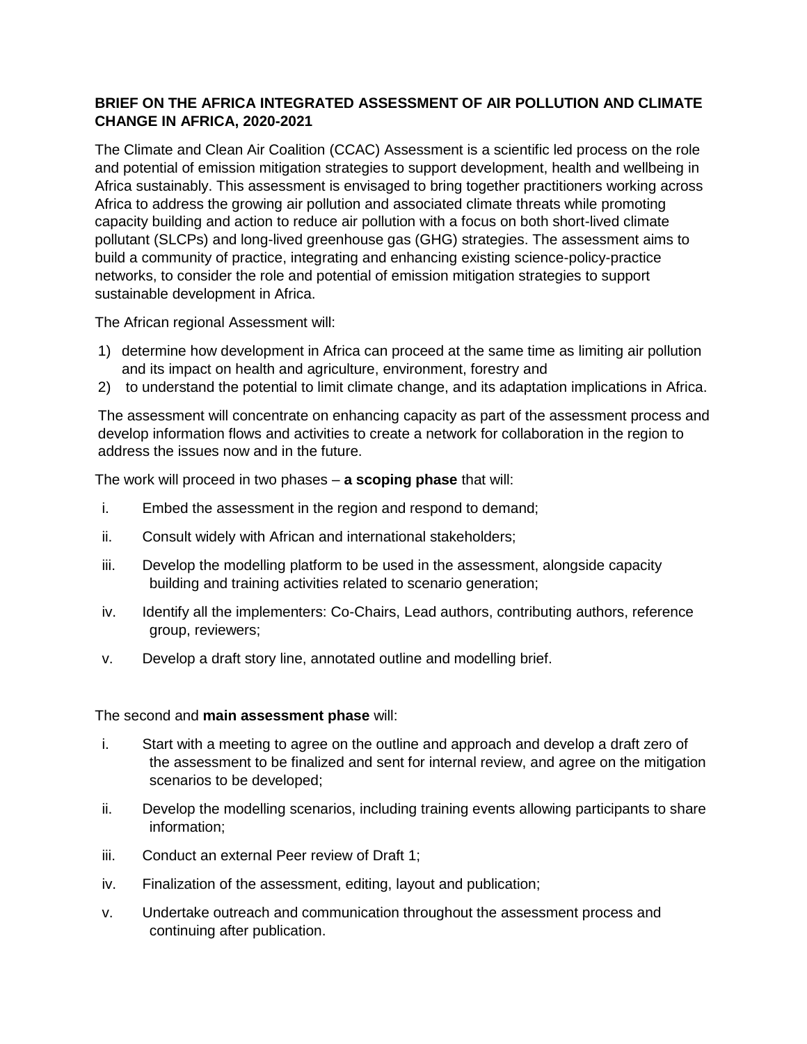**BRIEF ON THE AFRICA INTEGRATED ASSESSMENT OF AIR POLLUTION AND CLIMATE CHANGE IN AFRICA, 2020-2021**

The Climate and Clean Air Coalition (CCAC) Assessment is a scientific led process on the role and potential of emission mitigation strategies to support development, health and wellbeing in Africa sustainably. This assessment is envisaged to bring together practitioners working across Africa to address the growing air pollution and associated climate threats while promoting capacity building and action to reduce air pollution with a focus on both short-lived climate pollutant (SLCPs) and long-lived greenhouse gas (GHG) strategies. The assessment aims to build a community of practice, integrating and enhancing existing science-policy-practice networks, to consider the role and potential of emission mitigation strategies to support sustainable development in Africa.

The African regional Assessment will:

1) determine how development in Africa can proceed at the same time as limiting air pollution and its impact on health and agriculture, environment, forestry and
2) to understand the potential to limit climate change, and its adaptation implications in Africa.

The assessment will concentrate on enhancing capacity as part of the assessment process and develop information flows and activities to create a network for collaboration in the region to address the issues now and in the future.

The work will proceed in two phases – **a scoping phase** that will:

i. Embed the assessment in the region and respond to demand;
ii. Consult widely with African and international stakeholders;
iii. Develop the modelling platform to be used in the assessment, alongside capacity building and training activities related to scenario generation;
iv. Identify all the implementers: Co-Chairs, Lead authors, contributing authors, reference group, reviewers;
v. Develop a draft story line, annotated outline and modelling brief.

The second and **main assessment phase** will:

i. Start with a meeting to agree on the outline and approach and develop a draft zero of the assessment to be finalized and sent for internal review, and agree on the mitigation scenarios to be developed;
ii. Develop the modelling scenarios, including training events allowing participants to share information;
iii. Conduct an external Peer review of Draft 1;
iv. Finalization of the assessment, editing, layout and publication;
v. Undertake outreach and communication throughout the assessment process and continuing after publication.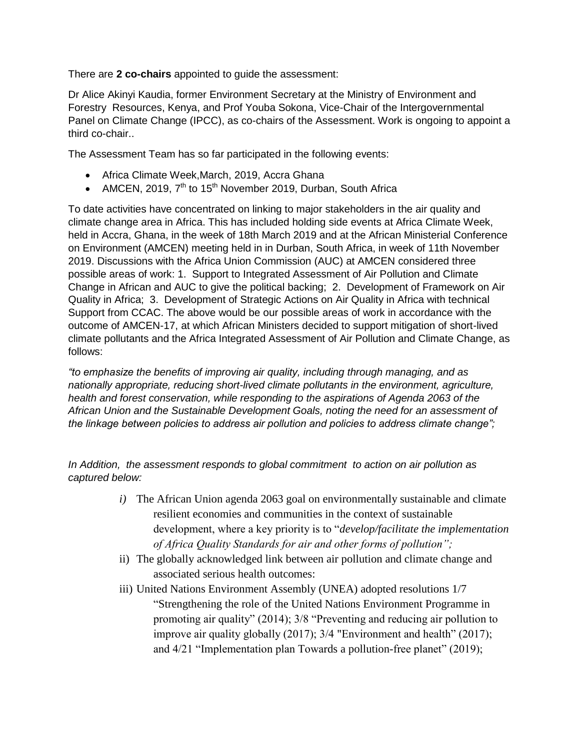There are **2 co-chairs** appointed to guide the assessment:

Dr Alice Akinyi Kaudia, former Environment Secretary at the Ministry of Environment and Forestry Resources, Kenya, and Prof Youba Sokona, Vice-Chair of the Intergovernmental Panel on Climate Change (IPCC), as co-chairs of the Assessment. Work is ongoing to appoint a third co-chair..

The Assessment Team has so far participated in the following events:

- Africa Climate Week,March, 2019, Accra Ghana
- AMCEN, 2019, 7th to 15th November 2019, Durban, South Africa

To date activities have concentrated on linking to major stakeholders in the air quality and climate change area in Africa. This has included holding side events at Africa Climate Week, held in Accra, Ghana, in the week of 18th March 2019 and at the African Ministerial Conference on Environment (AMCEN) meeting held in in Durban, South Africa, in week of 11th November 2019. Discussions with the Africa Union Commission (AUC) at AMCEN considered three possible areas of work: 1. Support to Integrated Assessment of Air Pollution and Climate Change in African and AUC to give the political backing; 2. Development of Framework on Air Quality in Africa; 3. Development of Strategic Actions on Air Quality in Africa with technical Support from CCAC. The above would be our possible areas of work in accordance with the outcome of AMCEN-17, at which African Ministers decided to support mitigation of short-lived climate pollutants and the Africa Integrated Assessment of Air Pollution and Climate Change, as follows:

*"to emphasize the benefits of improving air quality, including through managing, and as nationally appropriate, reducing short-lived climate pollutants in the environment, agriculture, health and forest conservation, while responding to the aspirations of Agenda 2063 of the African Union and the Sustainable Development Goals, noting the need for an assessment of the linkage between policies to address air pollution and policies to address climate change";*

*In Addition, the assessment responds to global commitment to action on air pollution as captured below:*

*i)* The African Union agenda 2063 goal on environmentally sustainable and climate resilient economies and communities in the context of sustainable development, where a key priority is to "*develop/facilitate the implementation of Africa Quality Standards for air and other forms of pollution";*

ii) The globally acknowledged link between air pollution and climate change and associated serious health outcomes:

iii) United Nations Environment Assembly (UNEA) adopted resolutions 1/7 "Strengthening the role of the United Nations Environment Programme in promoting air quality" (2014); 3/8 "Preventing and reducing air pollution to improve air quality globally (2017); 3/4 "Environment and health" (2017); and 4/21 "Implementation plan Towards a pollution-free planet" (2019);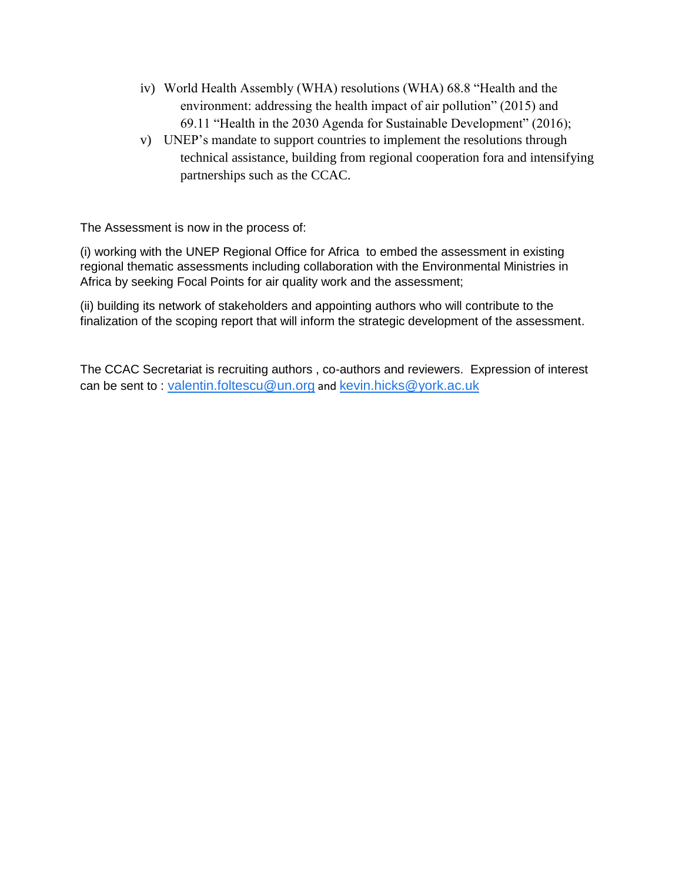iv) World Health Assembly (WHA) resolutions (WHA) 68.8 "Health and the environment: addressing the health impact of air pollution" (2015) and 69.11 "Health in the 2030 Agenda for Sustainable Development" (2016);

v) UNEP's mandate to support countries to implement the resolutions through technical assistance, building from regional cooperation fora and intensifying partnerships such as the CCAC.

The Assessment is now in the process of:

(i) working with the UNEP Regional Office for Africa to embed the assessment in existing regional thematic assessments including collaboration with the Environmental Ministries in Africa by seeking Focal Points for air quality work and the assessment;

(ii) building its network of stakeholders and appointing authors who will contribute to the finalization of the scoping report that will inform the strategic development of the assessment.

The CCAC Secretariat is recruiting authors , co-authors and reviewers. Expression of interest can be sent to : valentin.foltescu@un.org and kevin.hicks@york.ac.uk